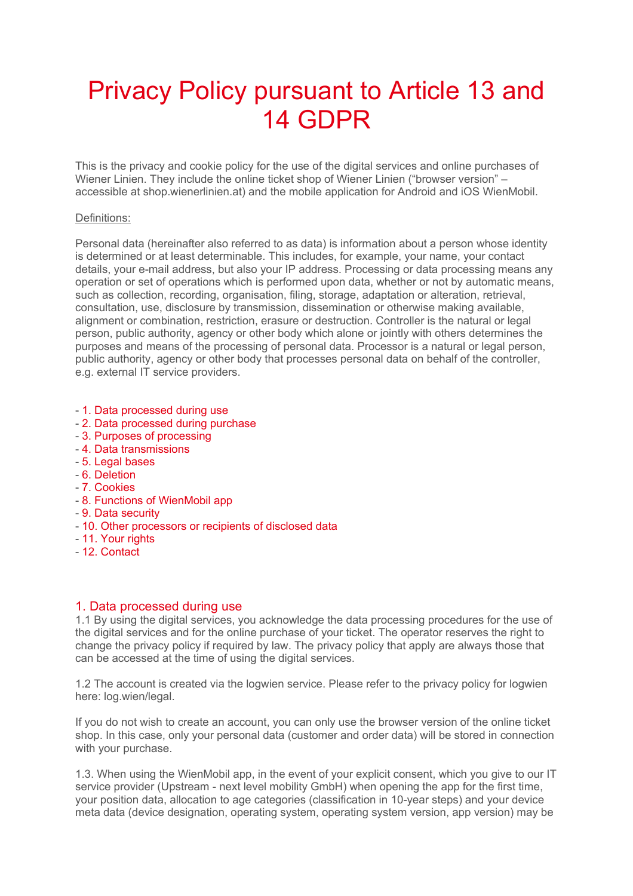# Privacy Policy pursuant to Article 13 and 14 GDPR

This is the privacy and cookie policy for the use of the digital services and online purchases of Wiener Linien. They include the online ticket shop of Wiener Linien ("browser version" – accessible at shop.wienerlinien.at) and the mobile application for Android and iOS WienMobil.

Definitions:

Personal data (hereinafter also referred to as data) is information about a person whose identity is determined or at least determinable. This includes, for example, your name, your contact details, your e-mail address, but also your IP address. Processing or data processing means any operation or set of operations which is performed upon data, whether or not by automatic means, such as collection, recording, organisation, filing, storage, adaptation or alteration, retrieval, consultation, use, disclosure by transmission, dissemination or otherwise making available, alignment or combination, restriction, erasure or destruction. Controller is the natural or legal person, public authority, agency or other body which alone or jointly with others determines the purposes and means of the processing of personal data. Processor is a natural or legal person, public authority, agency or other body that processes personal data on behalf of the controller, e.g. external IT service providers.

- 1. Data processed during use
- 2. Data processed during purchase
- 3. Purposes of processing
- 4. Data transmissions
- 5. Legal bases
- 6. Deletion
- 7. Cookies
- 8. Functions of WienMobil app
- 9. Data security
- 10. Other processors or recipients of disclosed data
- 11. Your rights
- 12. Contact

## 1. Data processed during use

1.1 By using the digital services, you acknowledge the data processing procedures for the use of the digital services and for the online purchase of your ticket. The operator reserves the right to change the privacy policy if required by law. The privacy policy that apply are always those that can be accessed at the time of using the digital services.

1.2 The account is created via the logwien service. Please refer to the privacy policy for logwien here: log.wien/legal.

If you do not wish to create an account, you can only use the browser version of the online ticket shop. In this case, only your personal data (customer and order data) will be stored in connection with your purchase.

1.3. When using the WienMobil app, in the event of your explicit consent, which you give to our IT service provider (Upstream - next level mobility GmbH) when opening the app for the first time, your position data, allocation to age categories (classification in 10-year steps) and your device meta data (device designation, operating system, operating system version, app version) may be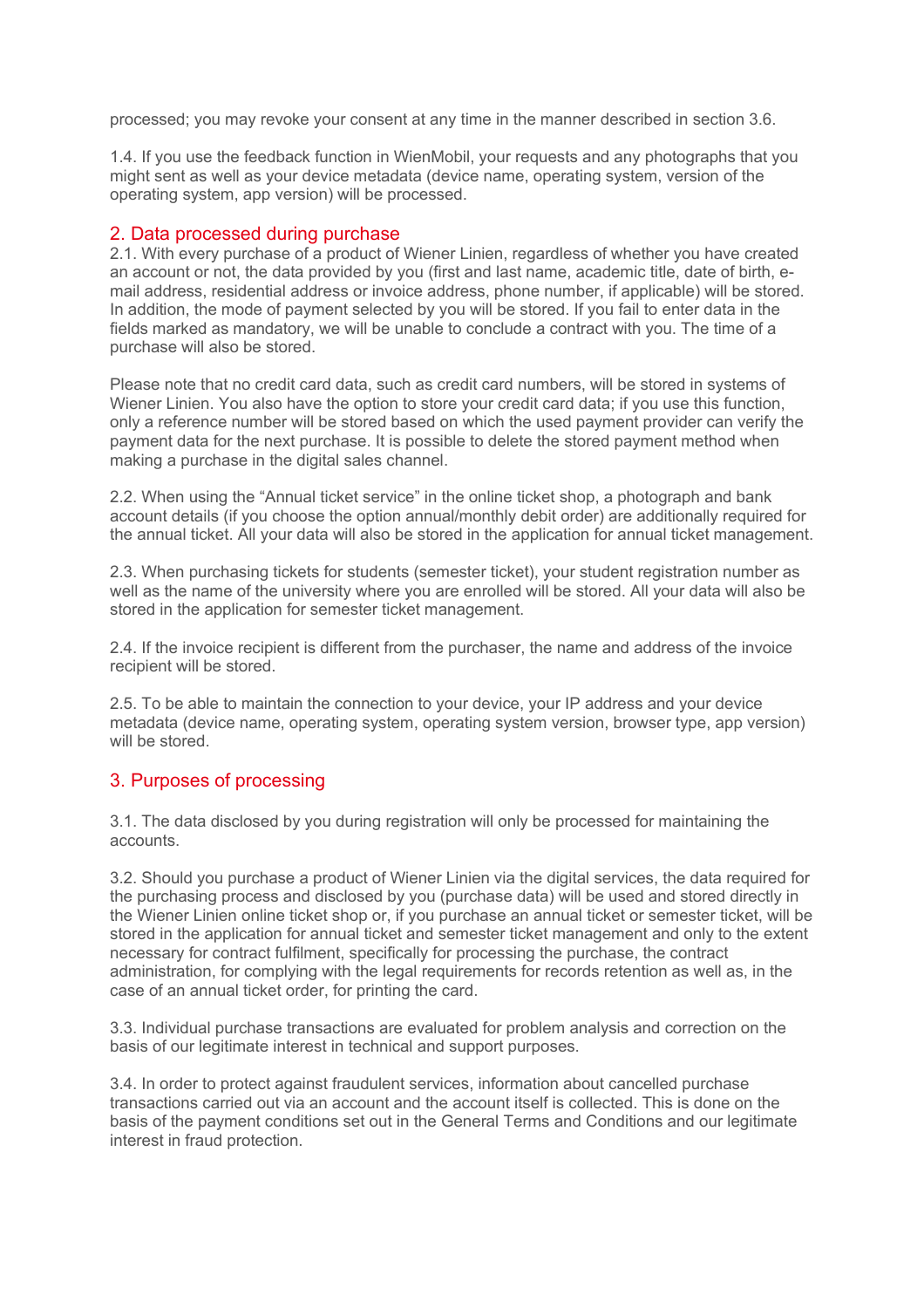processed; you may revoke your consent at any time in the manner described in section 3.6.

1.4. If you use the feedback function in WienMobil, your requests and any photographs that you might sent as well as your device metadata (device name, operating system, version of the operating system, app version) will be processed.

## 2. Data processed during purchase

2.1. With every purchase of a product of Wiener Linien, regardless of whether you have created an account or not, the data provided by you (first and last name, academic title, date of birth, e-mail address, residential address or invoice address, phone number, if applicable) will be stored. In addition, the mode of payment selected by you will be stored. If you fail to enter data in the fields marked as mandatory, we will be unable to conclude a contract with you. The time of a purchase will also be stored.

Please note that no credit card data, such as credit card numbers, will be stored in systems of Wiener Linien. You also have the option to store your credit card data; if you use this function, only a reference number will be stored based on which the used payment provider can verify the payment data for the next purchase. It is possible to delete the stored payment method when making a purchase in the digital sales channel.

2.2. When using the “Annual ticket service” in the online ticket shop, a photograph and bank account details (if you choose the option annual/monthly debit order) are additionally required for the annual ticket. All your data will also be stored in the application for annual ticket management.

2.3. When purchasing tickets for students (semester ticket), your student registration number as well as the name of the university where you are enrolled will be stored. All your data will also be stored in the application for semester ticket management.

2.4. If the invoice recipient is different from the purchaser, the name and address of the invoice recipient will be stored.

2.5. To be able to maintain the connection to your device, your IP address and your device metadata (device name, operating system, operating system version, browser type, app version) will be stored.

## 3. Purposes of processing

3.1. The data disclosed by you during registration will only be processed for maintaining the accounts.

3.2. Should you purchase a product of Wiener Linien via the digital services, the data required for the purchasing process and disclosed by you (purchase data) will be used and stored directly in the Wiener Linien online ticket shop or, if you purchase an annual ticket or semester ticket, will be stored in the application for annual ticket and semester ticket management and only to the extent necessary for contract fulfilment, specifically for processing the purchase, the contract administration, for complying with the legal requirements for records retention as well as, in the case of an annual ticket order, for printing the card.

3.3. Individual purchase transactions are evaluated for problem analysis and correction on the basis of our legitimate interest in technical and support purposes.

3.4. In order to protect against fraudulent services, information about cancelled purchase transactions carried out via an account and the account itself is collected. This is done on the basis of the payment conditions set out in the General Terms and Conditions and our legitimate interest in fraud protection.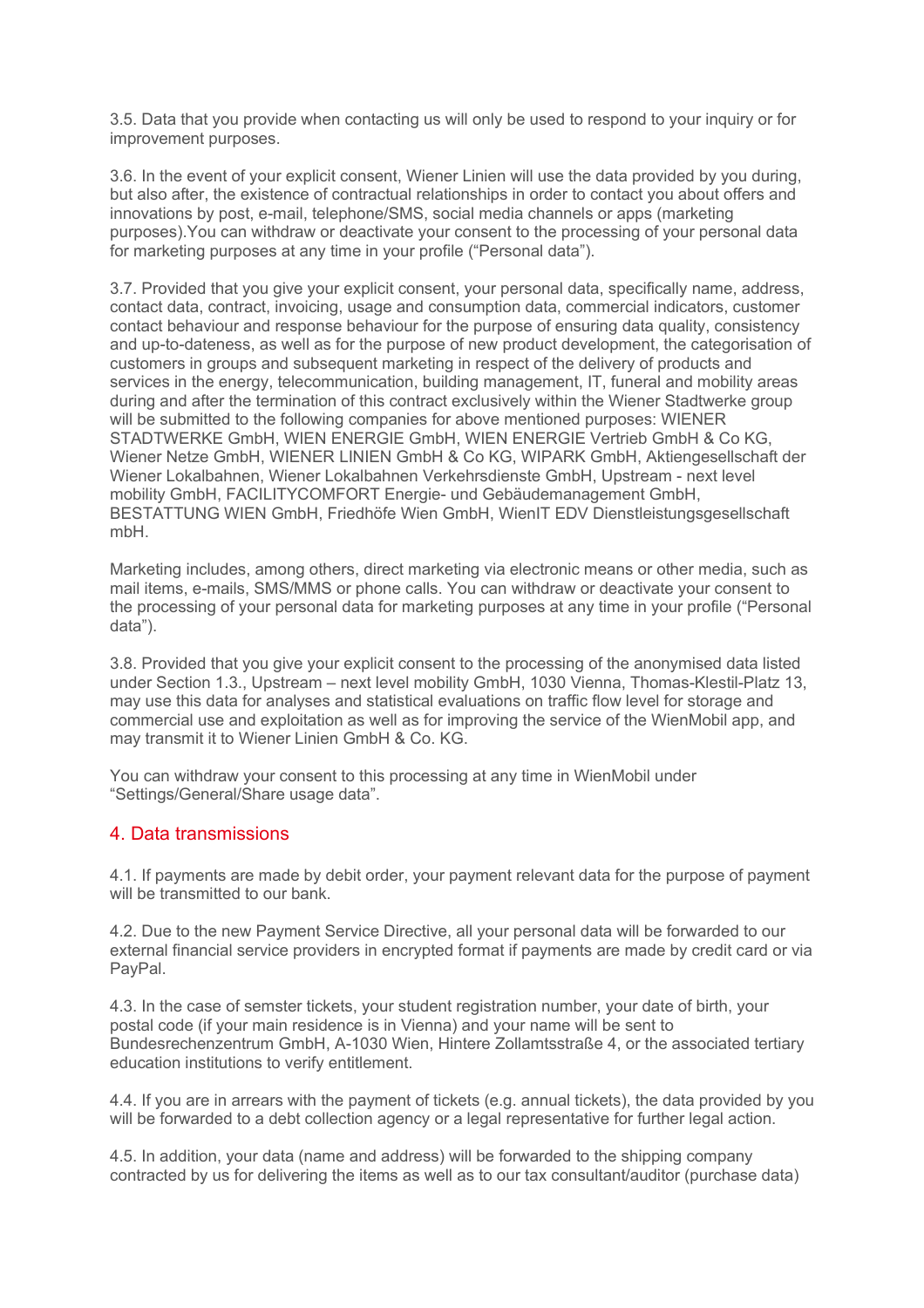3.5. Data that you provide when contacting us will only be used to respond to your inquiry or for improvement purposes.

3.6. In the event of your explicit consent, Wiener Linien will use the data provided by you during, but also after, the existence of contractual relationships in order to contact you about offers and innovations by post, e-mail, telephone/SMS, social media channels or apps (marketing purposes).You can withdraw or deactivate your consent to the processing of your personal data for marketing purposes at any time in your profile ("Personal data").

3.7. Provided that you give your explicit consent, your personal data, specifically name, address, contact data, contract, invoicing, usage and consumption data, commercial indicators, customer contact behaviour and response behaviour for the purpose of ensuring data quality, consistency and up-to-dateness, as well as for the purpose of new product development, the categorisation of customers in groups and subsequent marketing in respect of the delivery of products and services in the energy, telecommunication, building management, IT, funeral and mobility areas during and after the termination of this contract exclusively within the Wiener Stadtwerke group will be submitted to the following companies for above mentioned purposes: WIENER STADTWERKE GmbH, WIEN ENERGIE GmbH, WIEN ENERGIE Vertrieb GmbH & Co KG, Wiener Netze GmbH, WIENER LINIEN GmbH & Co KG, WIPARK GmbH, Aktiengesellschaft der Wiener Lokalbahnen, Wiener Lokalbahnen Verkehrsdienste GmbH, Upstream - next level mobility GmbH, FACILITYCOMFORT Energie- und Gebäudemanagement GmbH, BESTATTUNG WIEN GmbH, Friedhöfe Wien GmbH, WienIT EDV Dienstleistungsgesellschaft mbH.

Marketing includes, among others, direct marketing via electronic means or other media, such as mail items, e-mails, SMS/MMS or phone calls. You can withdraw or deactivate your consent to the processing of your personal data for marketing purposes at any time in your profile ("Personal data").

3.8. Provided that you give your explicit consent to the processing of the anonymised data listed under Section 1.3., Upstream – next level mobility GmbH, 1030 Vienna, Thomas-Klestil-Platz 13, may use this data for analyses and statistical evaluations on traffic flow level for storage and commercial use and exploitation as well as for improving the service of the WienMobil app, and may transmit it to Wiener Linien GmbH & Co. KG.

You can withdraw your consent to this processing at any time in WienMobil under "Settings/General/Share usage data".

## 4. Data transmissions

4.1. If payments are made by debit order, your payment relevant data for the purpose of payment will be transmitted to our bank.

4.2. Due to the new Payment Service Directive, all your personal data will be forwarded to our external financial service providers in encrypted format if payments are made by credit card or via PayPal.

4.3. In the case of semster tickets, your student registration number, your date of birth, your postal code (if your main residence is in Vienna) and your name will be sent to Bundesrechenzentrum GmbH, A-1030 Wien, Hintere Zollamtsstraße 4, or the associated tertiary education institutions to verify entitlement.

4.4. If you are in arrears with the payment of tickets (e.g. annual tickets), the data provided by you will be forwarded to a debt collection agency or a legal representative for further legal action.

4.5. In addition, your data (name and address) will be forwarded to the shipping company contracted by us for delivering the items as well as to our tax consultant/auditor (purchase data)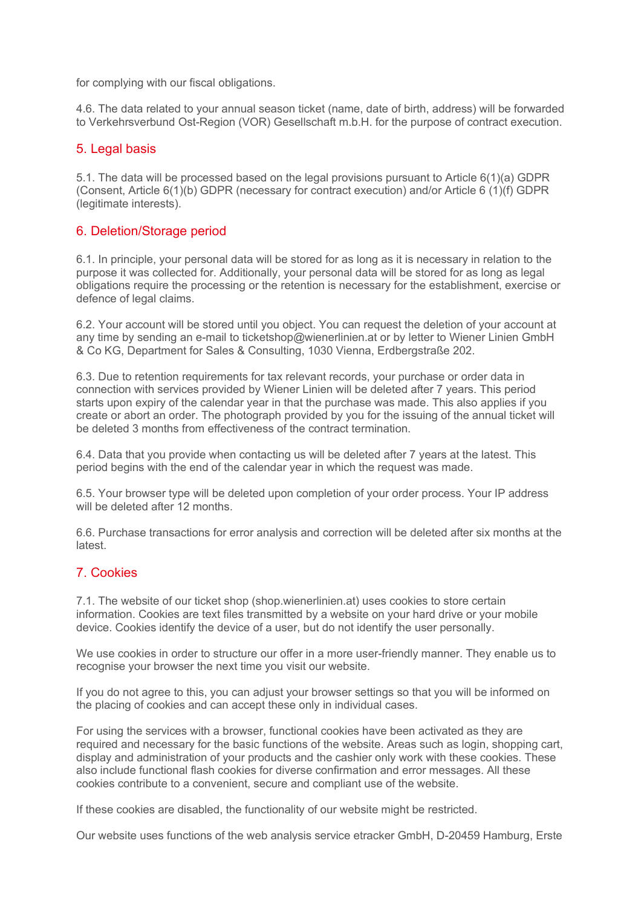for complying with our fiscal obligations.

4.6. The data related to your annual season ticket (name, date of birth, address) will be forwarded to Verkehrsverbund Ost-Region (VOR) Gesellschaft m.b.H. for the purpose of contract execution.

## 5. Legal basis

5.1. The data will be processed based on the legal provisions pursuant to Article 6(1)(a) GDPR (Consent, Article 6(1)(b) GDPR (necessary for contract execution) and/or Article 6 (1)(f) GDPR (legitimate interests).

## 6. Deletion/Storage period

6.1. In principle, your personal data will be stored for as long as it is necessary in relation to the purpose it was collected for. Additionally, your personal data will be stored for as long as legal obligations require the processing or the retention is necessary for the establishment, exercise or defence of legal claims.

6.2. Your account will be stored until you object. You can request the deletion of your account at any time by sending an e-mail to ticketshop@wienerlinien.at or by letter to Wiener Linien GmbH & Co KG, Department for Sales & Consulting, 1030 Vienna, Erdbergstraße 202.

6.3. Due to retention requirements for tax relevant records, your purchase or order data in connection with services provided by Wiener Linien will be deleted after 7 years. This period starts upon expiry of the calendar year in that the purchase was made. This also applies if you create or abort an order. The photograph provided by you for the issuing of the annual ticket will be deleted 3 months from effectiveness of the contract termination.

6.4. Data that you provide when contacting us will be deleted after 7 years at the latest. This period begins with the end of the calendar year in which the request was made.

6.5. Your browser type will be deleted upon completion of your order process. Your IP address will be deleted after 12 months.

6.6. Purchase transactions for error analysis and correction will be deleted after six months at the latest.

## 7. Cookies

7.1. The website of our ticket shop (shop.wienerlinien.at) uses cookies to store certain information. Cookies are text files transmitted by a website on your hard drive or your mobile device. Cookies identify the device of a user, but do not identify the user personally.

We use cookies in order to structure our offer in a more user-friendly manner. They enable us to recognise your browser the next time you visit our website.

If you do not agree to this, you can adjust your browser settings so that you will be informed on the placing of cookies and can accept these only in individual cases.

For using the services with a browser, functional cookies have been activated as they are required and necessary for the basic functions of the website. Areas such as login, shopping cart, display and administration of your products and the cashier only work with these cookies. These also include functional flash cookies for diverse confirmation and error messages. All these cookies contribute to a convenient, secure and compliant use of the website.

If these cookies are disabled, the functionality of our website might be restricted.

Our website uses functions of the web analysis service etracker GmbH, D-20459 Hamburg, Erste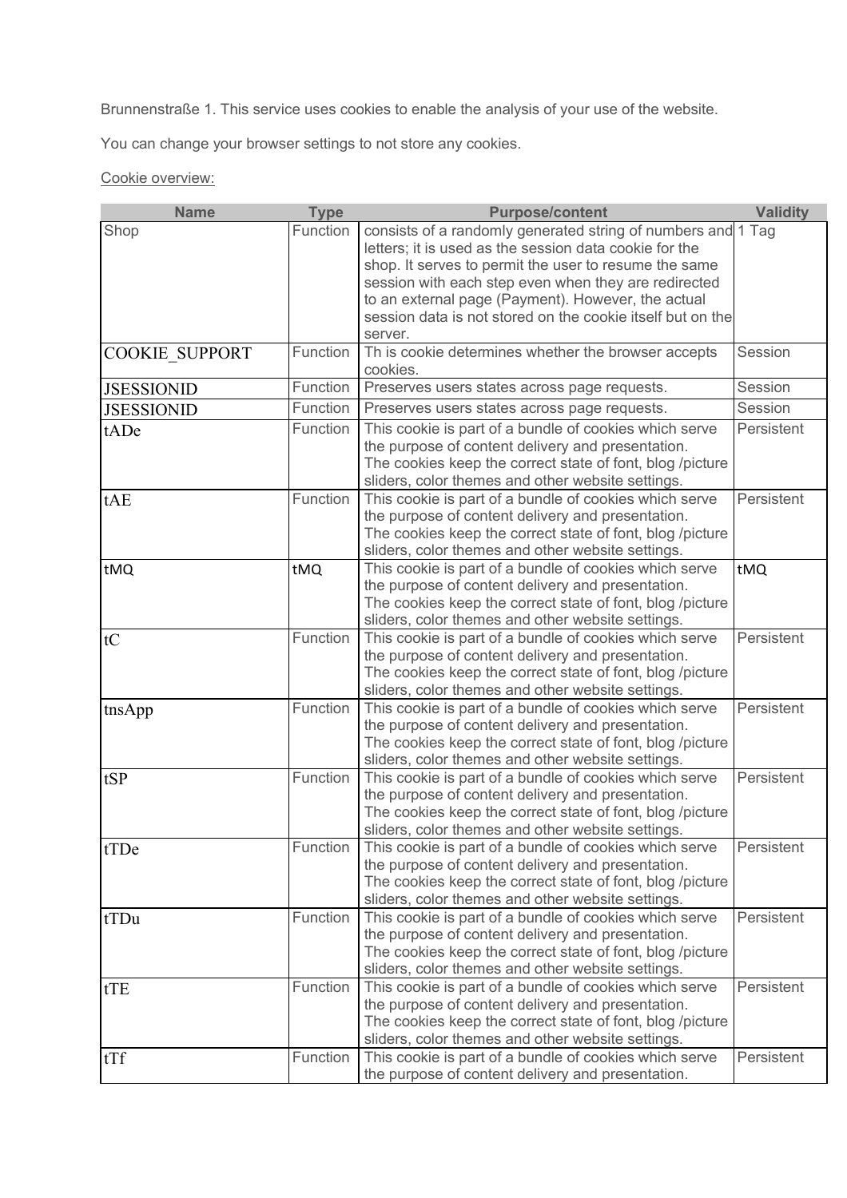Brunnenstraße 1. This service uses cookies to enable the analysis of your use of the website.

You can change your browser settings to not store any cookies.

Cookie overview:

| Name | Type | Purpose/content | Validity |
|---|---|---|---|
| Shop | Function | consists of a randomly generated string of numbers and letters; it is used as the session data cookie for the shop. It serves to permit the user to resume the same session with each step even when they are redirected to an external page (Payment). However, the actual session data is not stored on the cookie itself but on the server. | 1 Tag |
| COOKIE_SUPPORT | Function | Th is cookie determines whether the browser accepts cookies. | Session |
| JSESSIONID | Function | Preserves users states across page requests. | Session |
| JSESSIONID | Function | Preserves users states across page requests. | Session |
| tADe | Function | This cookie is part of a bundle of cookies which serve the purpose of content delivery and presentation. The cookies keep the correct state of font, blog /picture sliders, color themes and other website settings. | Persistent |
| tAE | Function | This cookie is part of a bundle of cookies which serve the purpose of content delivery and presentation. The cookies keep the correct state of font, blog /picture sliders, color themes and other website settings. | Persistent |
| tMQ | tMQ | This cookie is part of a bundle of cookies which serve the purpose of content delivery and presentation. The cookies keep the correct state of font, blog /picture sliders, color themes and other website settings. | tMQ |
| tC | Function | This cookie is part of a bundle of cookies which serve the purpose of content delivery and presentation. The cookies keep the correct state of font, blog /picture sliders, color themes and other website settings. | Persistent |
| tnsApp | Function | This cookie is part of a bundle of cookies which serve the purpose of content delivery and presentation. The cookies keep the correct state of font, blog /picture sliders, color themes and other website settings. | Persistent |
| tSP | Function | This cookie is part of a bundle of cookies which serve the purpose of content delivery and presentation. The cookies keep the correct state of font, blog /picture sliders, color themes and other website settings. | Persistent |
| tTDe | Function | This cookie is part of a bundle of cookies which serve the purpose of content delivery and presentation. The cookies keep the correct state of font, blog /picture sliders, color themes and other website settings. | Persistent |
| tTDu | Function | This cookie is part of a bundle of cookies which serve the purpose of content delivery and presentation. The cookies keep the correct state of font, blog /picture sliders, color themes and other website settings. | Persistent |
| tTE | Function | This cookie is part of a bundle of cookies which serve the purpose of content delivery and presentation. The cookies keep the correct state of font, blog /picture sliders, color themes and other website settings. | Persistent |
| tTf | Function | This cookie is part of a bundle of cookies which serve the purpose of content delivery and presentation. | Persistent |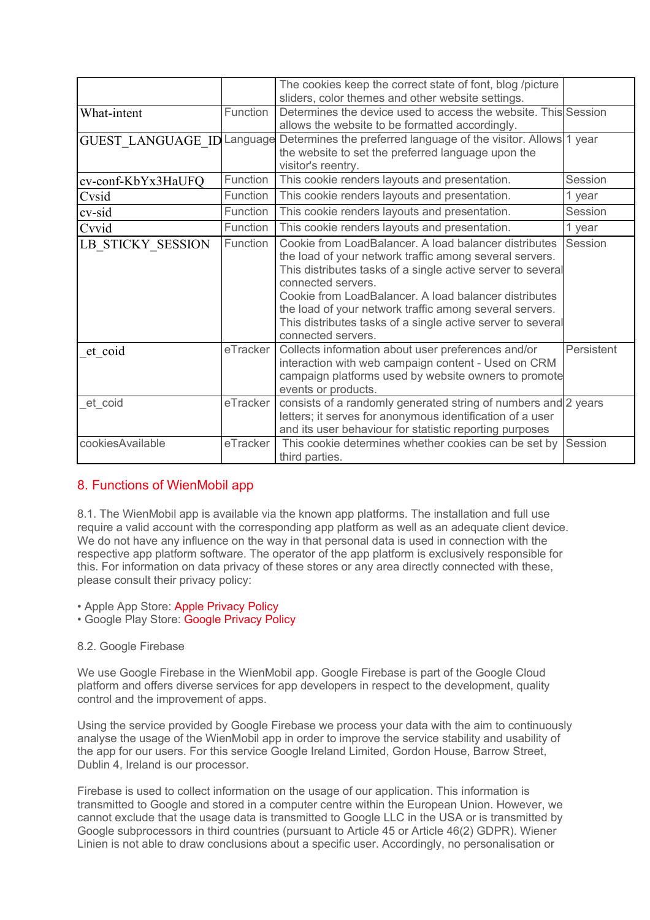| | | | |
|---|---|---|---|
| | | The cookies keep the correct state of font, blog /picture sliders, color themes and other website settings. | |
| What-intent | Function | Determines the device used to access the website. This allows the website to be formatted accordingly. | Session |
| GUEST_LANGUAGE_ID | Language | Determines the preferred language of the visitor. Allows the website to set the preferred language upon the visitor's reentry. | 1 year |
| cv-conf-KbYx3HaUFQ | Function | This cookie renders layouts and presentation. | Session |
| Cvsid | Function | This cookie renders layouts and presentation. | 1 year |
| cv-sid | Function | This cookie renders layouts and presentation. | Session |
| Cvvid | Function | This cookie renders layouts and presentation. | 1 year |
| LB_STICKY_SESSION | Function | Cookie from LoadBalancer. A load balancer distributes the load of your network traffic among several servers. This distributes tasks of a single active server to several connected servers. Cookie from LoadBalancer. A load balancer distributes the load of your network traffic among several servers. This distributes tasks of a single active server to several connected servers. | Session |
| _et_coid | eTracker | Collects information about user preferences and/or interaction with web campaign content - Used on CRM campaign platforms used by website owners to promote events or products. | Persistent |
| _et_coid | eTracker | consists of a randomly generated string of numbers and letters; it serves for anonymous identification of a user and its user behaviour for statistic reporting purposes | 2 years |
| cookiesAvailable | eTracker | This cookie determines whether cookies can be set by third parties. | Session |

## 8. Functions of WienMobil app

8.1. The WienMobil app is available via the known app platforms. The installation and full use require a valid account with the corresponding app platform as well as an adequate client device. We do not have any influence on the way in that personal data is used in connection with the respective app platform software. The operator of the app platform is exclusively responsible for this. For information on data privacy of these stores or any area directly connected with these, please consult their privacy policy:

- Apple App Store: Apple Privacy Policy
- Google Play Store: Google Privacy Policy

8.2. Google Firebase

We use Google Firebase in the WienMobil app. Google Firebase is part of the Google Cloud platform and offers diverse services for app developers in respect to the development, quality control and the improvement of apps.

Using the service provided by Google Firebase we process your data with the aim to continuously analyse the usage of the WienMobil app in order to improve the service stability and usability of the app for our users. For this service Google Ireland Limited, Gordon House, Barrow Street, Dublin 4, Ireland is our processor.

Firebase is used to collect information on the usage of our application. This information is transmitted to Google and stored in a computer centre within the European Union. However, we cannot exclude that the usage data is transmitted to Google LLC in the USA or is transmitted by Google subprocessors in third countries (pursuant to Article 45 or Article 46(2) GDPR). Wiener Linien is not able to draw conclusions about a specific user. Accordingly, no personalisation or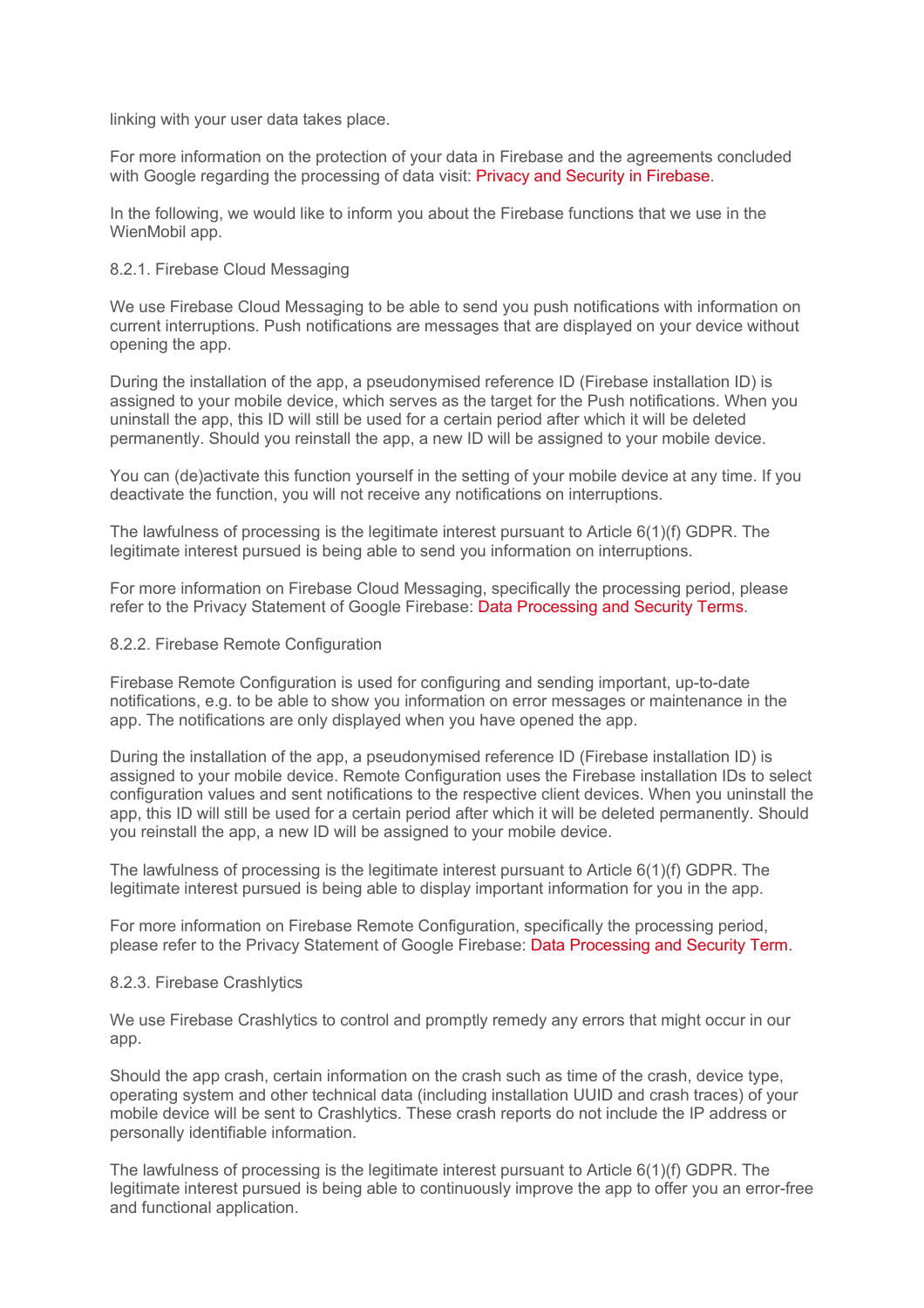linking with your user data takes place.

For more information on the protection of your data in Firebase and the agreements concluded with Google regarding the processing of data visit: Privacy and Security in Firebase.

In the following, we would like to inform you about the Firebase functions that we use in the WienMobil app.

#### 8.2.1. Firebase Cloud Messaging

We use Firebase Cloud Messaging to be able to send you push notifications with information on current interruptions. Push notifications are messages that are displayed on your device without opening the app.

During the installation of the app, a pseudonymised reference ID (Firebase installation ID) is assigned to your mobile device, which serves as the target for the Push notifications. When you uninstall the app, this ID will still be used for a certain period after which it will be deleted permanently. Should you reinstall the app, a new ID will be assigned to your mobile device.

You can (de)activate this function yourself in the setting of your mobile device at any time. If you deactivate the function, you will not receive any notifications on interruptions.

The lawfulness of processing is the legitimate interest pursuant to Article 6(1)(f) GDPR. The legitimate interest pursued is being able to send you information on interruptions.

For more information on Firebase Cloud Messaging, specifically the processing period, please refer to the Privacy Statement of Google Firebase: Data Processing and Security Terms.

#### 8.2.2. Firebase Remote Configuration

Firebase Remote Configuration is used for configuring and sending important, up-to-date notifications, e.g. to be able to show you information on error messages or maintenance in the app. The notifications are only displayed when you have opened the app.

During the installation of the app, a pseudonymised reference ID (Firebase installation ID) is assigned to your mobile device. Remote Configuration uses the Firebase installation IDs to select configuration values and sent notifications to the respective client devices. When you uninstall the app, this ID will still be used for a certain period after which it will be deleted permanently. Should you reinstall the app, a new ID will be assigned to your mobile device.

The lawfulness of processing is the legitimate interest pursuant to Article 6(1)(f) GDPR. The legitimate interest pursued is being able to display important information for you in the app.

For more information on Firebase Remote Configuration, specifically the processing period, please refer to the Privacy Statement of Google Firebase: Data Processing and Security Term.

#### 8.2.3. Firebase Crashlytics

We use Firebase Crashlytics to control and promptly remedy any errors that might occur in our app.

Should the app crash, certain information on the crash such as time of the crash, device type, operating system and other technical data (including installation UUID and crash traces) of your mobile device will be sent to Crashlytics. These crash reports do not include the IP address or personally identifiable information.

The lawfulness of processing is the legitimate interest pursuant to Article 6(1)(f) GDPR. The legitimate interest pursued is being able to continuously improve the app to offer you an error-free and functional application.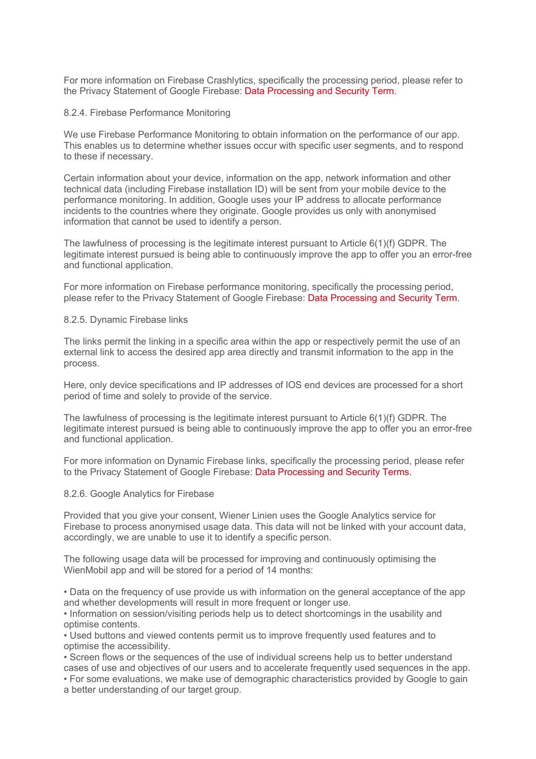For more information on Firebase Crashlytics, specifically the processing period, please refer to the Privacy Statement of Google Firebase: Data Processing and Security Term.

#### 8.2.4. Firebase Performance Monitoring

We use Firebase Performance Monitoring to obtain information on the performance of our app. This enables us to determine whether issues occur with specific user segments, and to respond to these if necessary.

Certain information about your device, information on the app, network information and other technical data (including Firebase installation ID) will be sent from your mobile device to the performance monitoring. In addition, Google uses your IP address to allocate performance incidents to the countries where they originate. Google provides us only with anonymised information that cannot be used to identify a person.

The lawfulness of processing is the legitimate interest pursuant to Article 6(1)(f) GDPR. The legitimate interest pursued is being able to continuously improve the app to offer you an error-free and functional application.

For more information on Firebase performance monitoring, specifically the processing period, please refer to the Privacy Statement of Google Firebase: Data Processing and Security Term.

#### 8.2.5. Dynamic Firebase links

The links permit the linking in a specific area within the app or respectively permit the use of an external link to access the desired app area directly and transmit information to the app in the process.

Here, only device specifications and IP addresses of IOS end devices are processed for a short period of time and solely to provide of the service.

The lawfulness of processing is the legitimate interest pursuant to Article 6(1)(f) GDPR. The legitimate interest pursued is being able to continuously improve the app to offer you an error-free and functional application.

For more information on Dynamic Firebase links, specifically the processing period, please refer to the Privacy Statement of Google Firebase: Data Processing and Security Terms.

#### 8.2.6. Google Analytics for Firebase

Provided that you give your consent, Wiener Linien uses the Google Analytics service for Firebase to process anonymised usage data. This data will not be linked with your account data, accordingly, we are unable to use it to identify a specific person.

The following usage data will be processed for improving and continuously optimising the WienMobil app and will be stored for a period of 14 months:

- Data on the frequency of use provide us with information on the general acceptance of the app and whether developments will result in more frequent or longer use.
- Information on session/visiting periods help us to detect shortcomings in the usability and optimise contents.
- Used buttons and viewed contents permit us to improve frequently used features and to optimise the accessibility.
- Screen flows or the sequences of the use of individual screens help us to better understand cases of use and objectives of our users and to accelerate frequently used sequences in the app.
- For some evaluations, we make use of demographic characteristics provided by Google to gain a better understanding of our target group.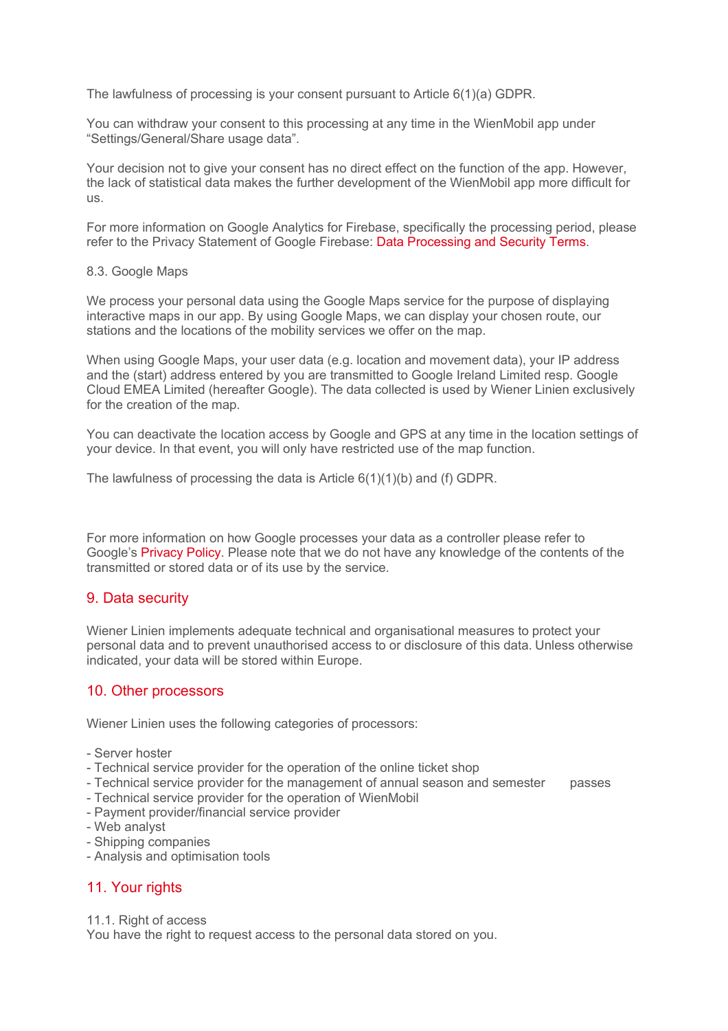The lawfulness of processing is your consent pursuant to Article 6(1)(a) GDPR.

You can withdraw your consent to this processing at any time in the WienMobil app under "Settings/General/Share usage data".

Your decision not to give your consent has no direct effect on the function of the app. However, the lack of statistical data makes the further development of the WienMobil app more difficult for us.

For more information on Google Analytics for Firebase, specifically the processing period, please refer to the Privacy Statement of Google Firebase: Data Processing and Security Terms.

8.3. Google Maps

We process your personal data using the Google Maps service for the purpose of displaying interactive maps in our app. By using Google Maps, we can display your chosen route, our stations and the locations of the mobility services we offer on the map.

When using Google Maps, your user data (e.g. location and movement data), your IP address and the (start) address entered by you are transmitted to Google Ireland Limited resp. Google Cloud EMEA Limited (hereafter Google). The data collected is used by Wiener Linien exclusively for the creation of the map.

You can deactivate the location access by Google and GPS at any time in the location settings of your device. In that event, you will only have restricted use of the map function.

The lawfulness of processing the data is Article 6(1)(1)(b) and (f) GDPR.

For more information on how Google processes your data as a controller please refer to Google's Privacy Policy. Please note that we do not have any knowledge of the contents of the transmitted or stored data or of its use by the service.

## 9. Data security

Wiener Linien implements adequate technical and organisational measures to protect your personal data and to prevent unauthorised access to or disclosure of this data. Unless otherwise indicated, your data will be stored within Europe.

## 10. Other processors

Wiener Linien uses the following categories of processors:

- Server hoster
- Technical service provider for the operation of the online ticket shop
- Technical service provider for the management of annual season and semester passes
- Technical service provider for the operation of WienMobil
- Payment provider/financial service provider
- Web analyst
- Shipping companies
- Analysis and optimisation tools

## 11. Your rights

11.1. Right of access
You have the right to request access to the personal data stored on you.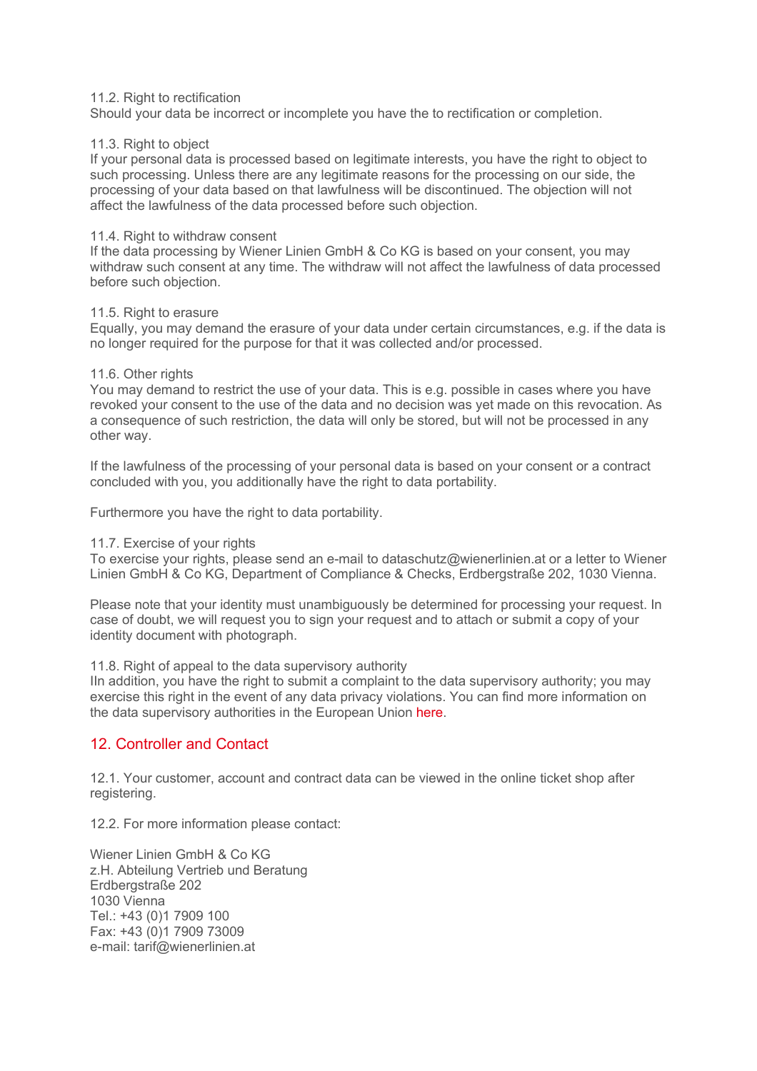11.2. Right to rectification
Should your data be incorrect or incomplete you have the to rectification or completion.

11.3. Right to object
If your personal data is processed based on legitimate interests, you have the right to object to such processing. Unless there are any legitimate reasons for the processing on our side, the processing of your data based on that lawfulness will be discontinued. The objection will not affect the lawfulness of the data processed before such objection.

11.4. Right to withdraw consent
If the data processing by Wiener Linien GmbH & Co KG is based on your consent, you may withdraw such consent at any time. The withdraw will not affect the lawfulness of data processed before such objection.

11.5. Right to erasure
Equally, you may demand the erasure of your data under certain circumstances, e.g. if the data is no longer required for the purpose for that it was collected and/or processed.

11.6. Other rights
You may demand to restrict the use of your data. This is e.g. possible in cases where you have revoked your consent to the use of the data and no decision was yet made on this revocation. As a consequence of such restriction, the data will only be stored, but will not be processed in any other way.

If the lawfulness of the processing of your personal data is based on your consent or a contract concluded with you, you additionally have the right to data portability.

Furthermore you have the right to data portability.

11.7. Exercise of your rights
To exercise your rights, please send an e-mail to dataschutz@wienerlinien.at or a letter to Wiener Linien GmbH & Co KG, Department of Compliance & Checks, Erdbergstraße 202, 1030 Vienna.

Please note that your identity must unambiguously be determined for processing your request. In case of doubt, we will request you to sign your request and to attach or submit a copy of your identity document with photograph.

11.8. Right of appeal to the data supervisory authority
IIn addition, you have the right to submit a complaint to the data supervisory authority; you may exercise this right in the event of any data privacy violations. You can find more information on the data supervisory authorities in the European Union here.

## 12. Controller and Contact

12.1. Your customer, account and contract data can be viewed in the online ticket shop after registering.

12.2. For more information please contact:

Wiener Linien GmbH & Co KG
z.H. Abteilung Vertrieb und Beratung
Erdbergstraße 202
1030 Vienna
Tel.: +43 (0)1 7909 100
Fax: +43 (0)1 7909 73009
e-mail: tarif@wienerlinien.at